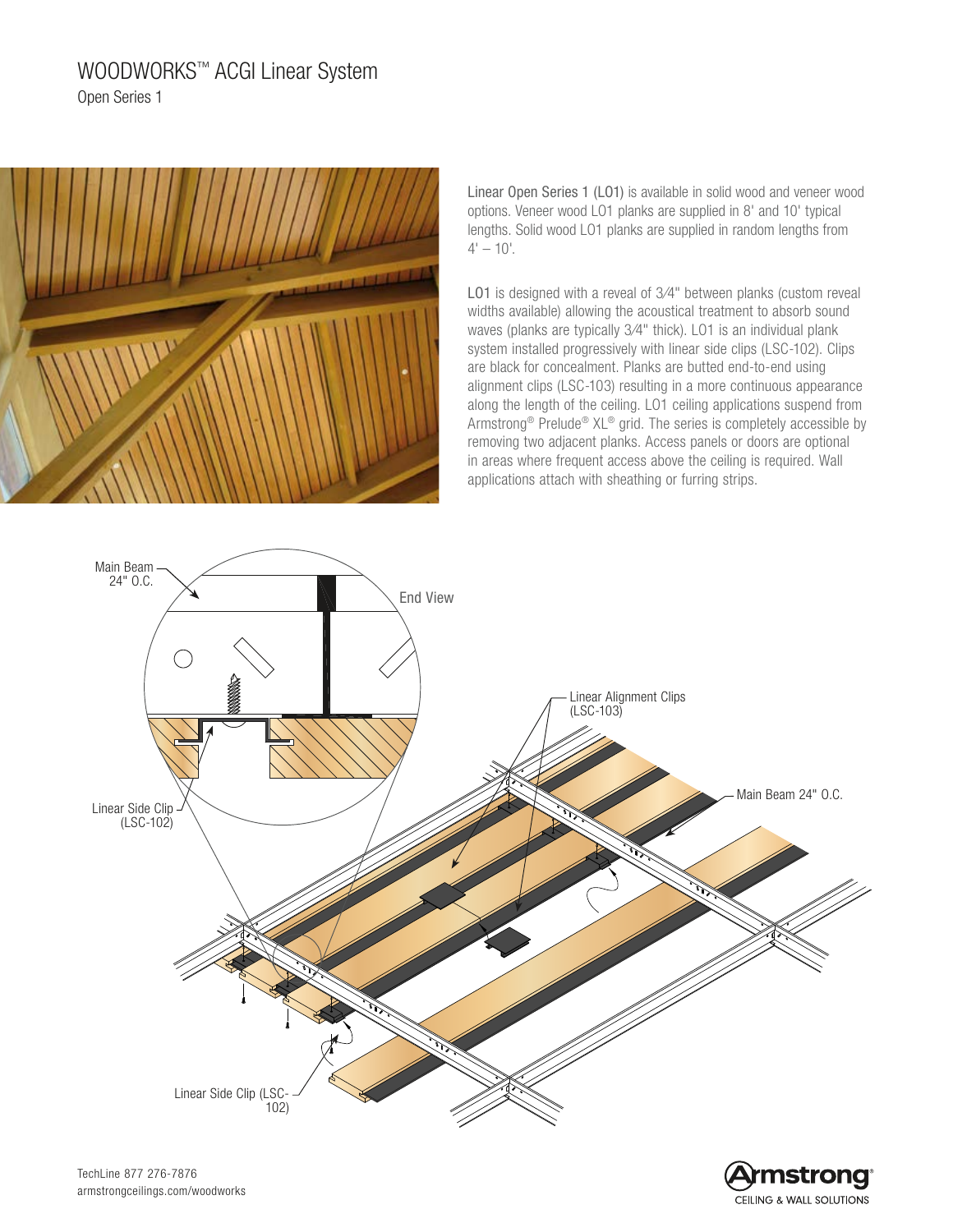# WOODWORKS™ ACGI Linear System

Open Series 1

Linear Open Series 1 (LO1) is available in solid wood and veneer wood options. Veneer wood LO1 planks are supplied in 8' and 10' typical lengths. Solid wood LO1 planks are supplied in random lengths from 4' – 10'.

LO1 is designed with a reveal of 3⁄4" between planks (custom reveal widths available) allowing the acoustical treatment to absorb sound waves (planks are typically 3⁄4" thick). LO1 is an individual plank system installed progressively with linear side clips (LSC-102). Clips are black for concealment. Planks are butted end-to-end using alignment clips (LSC-103) resulting in a more continuous appearance along the length of the ceiling. LO1 ceiling applications suspend from Armstrong® Prelude® XL® grid. The series is completely accessible by removing two adjacent planks. Access panels or doors are optional in areas where frequent access above the ceiling is required. Wall applications attach with sheathing or furring strips.

Main Beam 24" O.C.

End View

Linear Side Clip (LSC-102)

Linear Alignment Clips (LSC-103)

Main Beam 24" O.C.

Linear Side Clip (LSC-102)

TechLine 877 276-7876
armstrongceilings.com/woodworks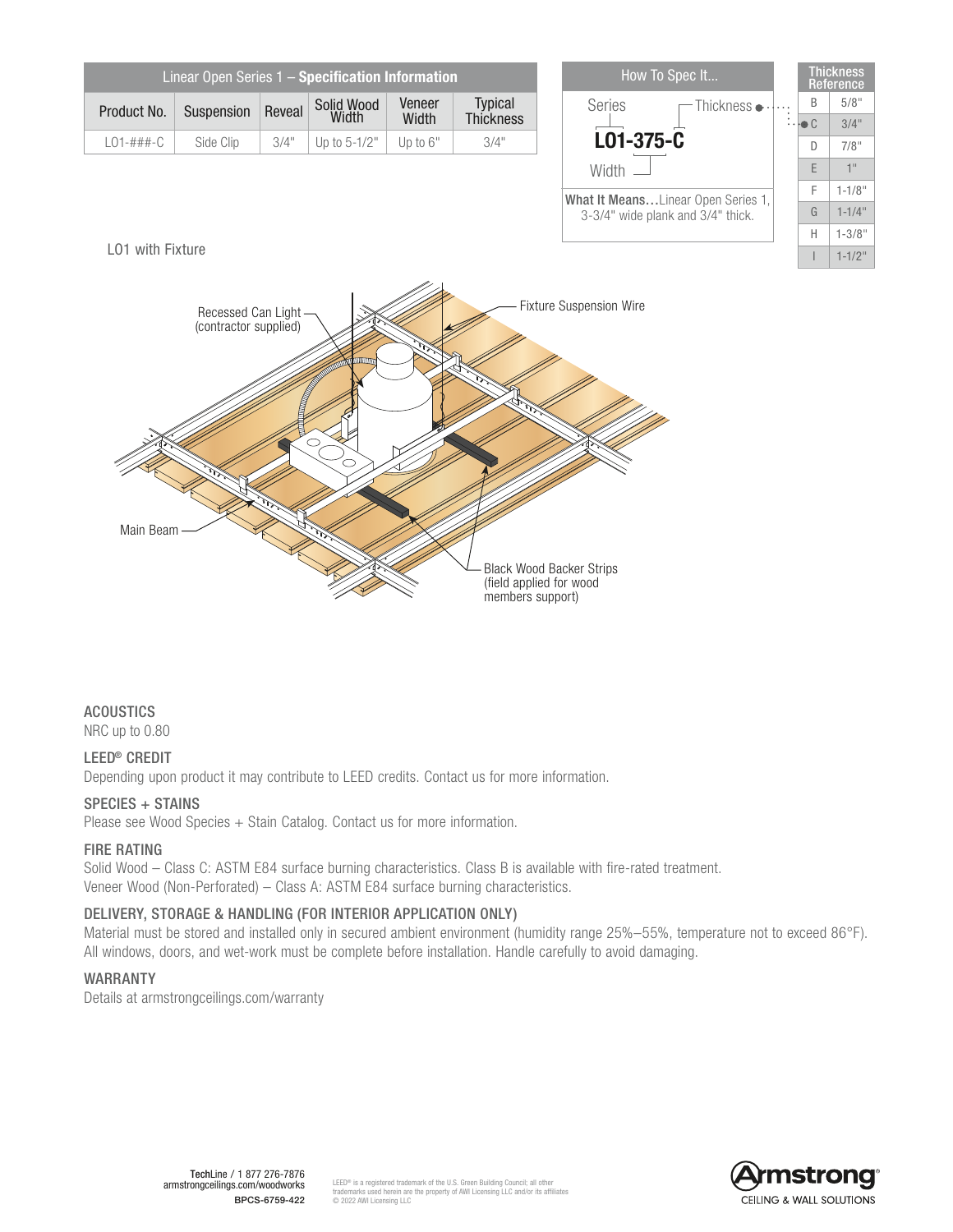## Linear Open Series 1 – Specification Information

| Product No. | Suspension | Reveal | Solid Wood Width | Veneer Width | Typical Thickness |
|---|---|---|---|---|---|
| L01-###-C | Side Clip | 3/4" | Up to 5-1/2" | Up to 6" | 3/4" |

### How To Spec It...

Series — **L01-375-C** — Thickness
Width

**What It Means…**Linear Open Series 1, 3-3/4" wide plank and 3/4" thick.

| Thickness Reference | |
|---|---|
| B | 5/8" |
| C | 3/4" |
| D | 7/8" |
| E | 1" |
| F | 1-1/8" |
| G | 1-1/4" |
| H | 1-3/8" |
| I | 1-1/2" |

L01 with Fixture

Recessed Can Light (contractor supplied)
Fixture Suspension Wire
Main Beam
Black Wood Backer Strips (field applied for wood members support)

### ACOUSTICS
NRC up to 0.80

### LEED® CREDIT
Depending upon product it may contribute to LEED credits. Contact us for more information.

### SPECIES + STAINS
Please see Wood Species + Stain Catalog. Contact us for more information.

### FIRE RATING
Solid Wood – Class C: ASTM E84 surface burning characteristics. Class B is available with fire-rated treatment.
Veneer Wood (Non-Perforated) – Class A: ASTM E84 surface burning characteristics.

### DELIVERY, STORAGE & HANDLING (FOR INTERIOR APPLICATION ONLY)
Material must be stored and installed only in secured ambient environment (humidity range 25%–55%, temperature not to exceed 86°F). All windows, doors, and wet-work must be complete before installation. Handle carefully to avoid damaging.

### WARRANTY
Details at armstrongceilings.com/warranty

**TechLine** / 1 877 276-7876
armstrongceilings.com/woodworks
BPCS-6759-422

LEED® is a registered trademark of the U.S. Green Building Council; all other trademarks used herein are the property of AWI Licensing LLC and/or its affiliates
© 2022 AWI Licensing LLC

Armstrong® CEILING & WALL SOLUTIONS